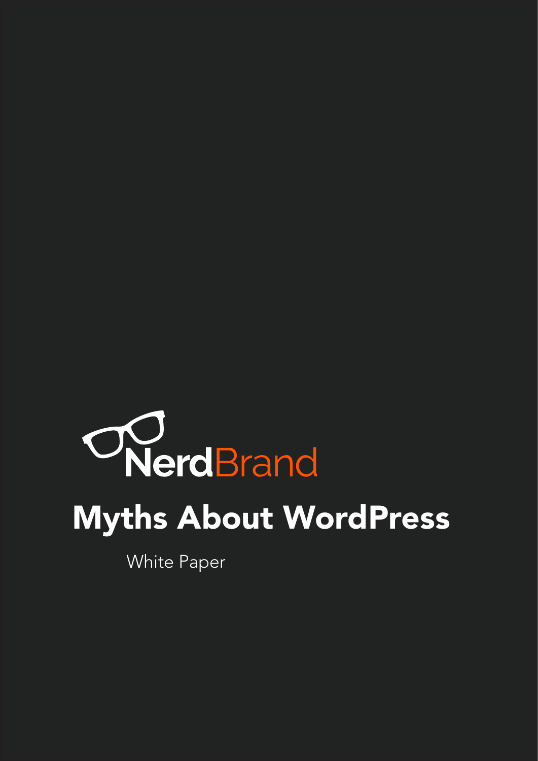NerdBrand

# Myths About WordPress

White Paper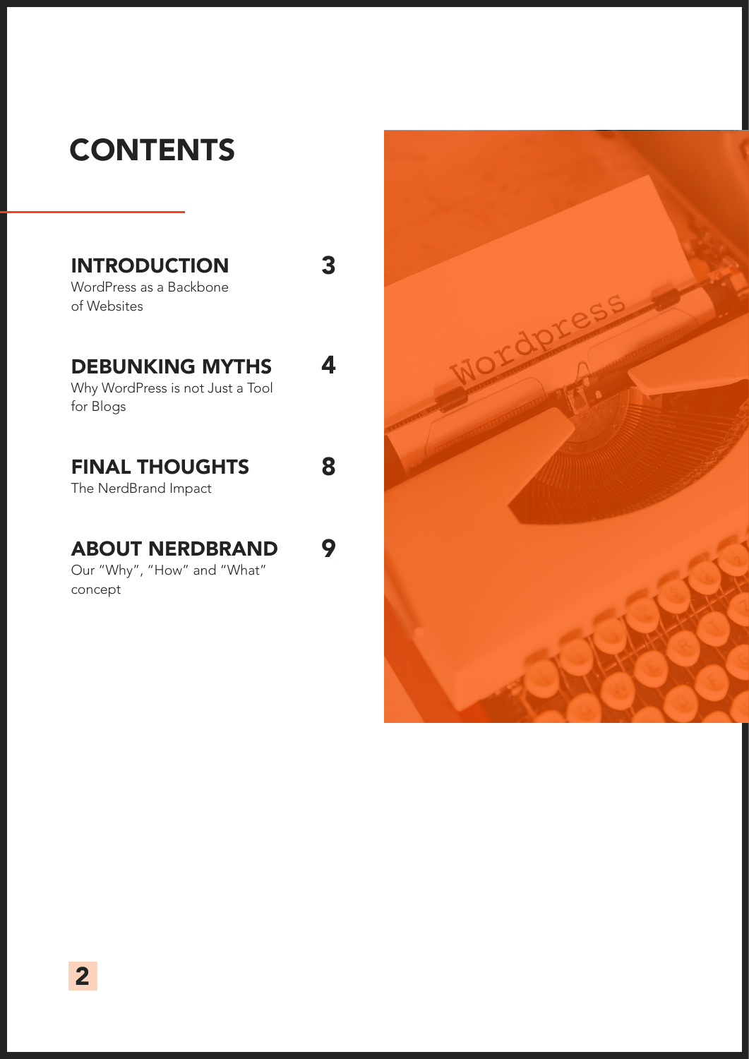# CONTENTS

**INTRODUCTION** — 3
WordPress as a Backbone of Websites

**DEBUNKING MYTHS** — 4
Why WordPress is not Just a Tool for Blogs

**FINAL THOUGHTS** — 8
The NerdBrand Impact

**ABOUT NERDBRAND** — 9
Our "Why", "How" and "What" concept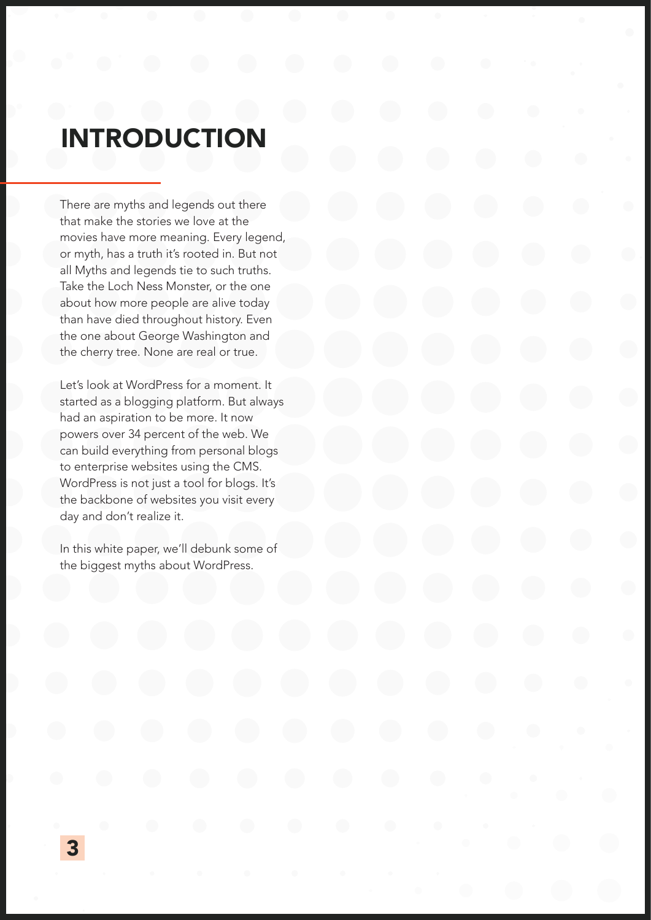# INTRODUCTION

There are myths and legends out there that make the stories we love at the movies have more meaning. Every legend, or myth, has a truth it's rooted in. But not all Myths and legends tie to such truths. Take the Loch Ness Monster, or the one about how more people are alive today than have died throughout history. Even the one about George Washington and the cherry tree. None are real or true.

Let's look at WordPress for a moment. It started as a blogging platform. But always had an aspiration to be more. It now powers over 34 percent of the web. We can build everything from personal blogs to enterprise websites using the CMS. WordPress is not just a tool for blogs. It's the backbone of websites you visit every day and don't realize it.

In this white paper, we'll debunk some of the biggest myths about WordPress.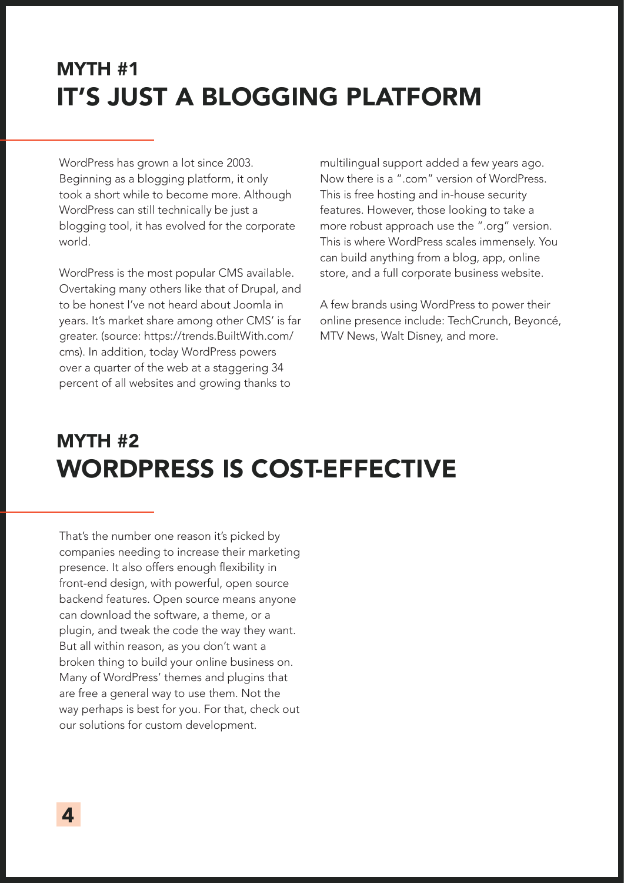## MYTH #1
## IT'S JUST A BLOGGING PLATFORM

WordPress has grown a lot since 2003. Beginning as a blogging platform, it only took a short while to become more. Although WordPress can still technically be just a blogging tool, it has evolved for the corporate world.

WordPress is the most popular CMS available. Overtaking many others like that of Drupal, and to be honest I've not heard about Joomla in years. It's market share among other CMS' is far greater. (source: https://trends.BuiltWith.com/cms). In addition, today WordPress powers over a quarter of the web at a staggering 34 percent of all websites and growing thanks to multilingual support added a few years ago. Now there is a ".com" version of WordPress. This is free hosting and in-house security features. However, those looking to take a more robust approach use the ".org" version. This is where WordPress scales immensely. You can build anything from a blog, app, online store, and a full corporate business website.

A few brands using WordPress to power their online presence include: TechCrunch, Beyoncé, MTV News, Walt Disney, and more.

## MYTH #2
## WORDPRESS IS COST-EFFECTIVE

That's the number one reason it's picked by companies needing to increase their marketing presence. It also offers enough flexibility in front-end design, with powerful, open source backend features. Open source means anyone can download the software, a theme, or a plugin, and tweak the code the way they want. But all within reason, as you don't want a broken thing to build your online business on. Many of WordPress' themes and plugins that are free a general way to use them. Not the way perhaps is best for you. For that, check out our solutions for custom development.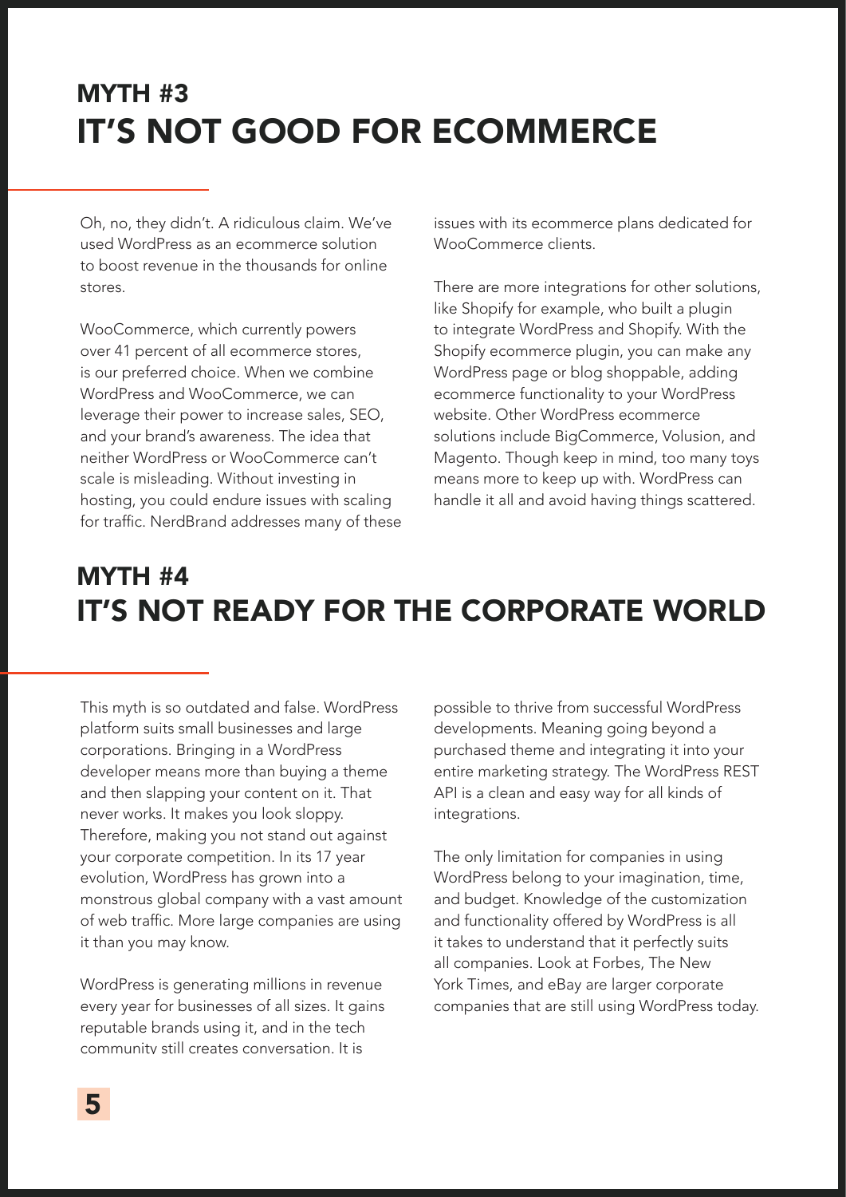## MYTH #3
## IT'S NOT GOOD FOR ECOMMERCE

Oh, no, they didn't. A ridiculous claim. We've used WordPress as an ecommerce solution to boost revenue in the thousands for online stores.

WooCommerce, which currently powers over 41 percent of all ecommerce stores, is our preferred choice. When we combine WordPress and WooCommerce, we can leverage their power to increase sales, SEO, and your brand's awareness. The idea that neither WordPress or WooCommerce can't scale is misleading. Without investing in hosting, you could endure issues with scaling for traffic. NerdBrand addresses many of these issues with its ecommerce plans dedicated for WooCommerce clients.

There are more integrations for other solutions, like Shopify for example, who built a plugin to integrate WordPress and Shopify. With the Shopify ecommerce plugin, you can make any WordPress page or blog shoppable, adding ecommerce functionality to your WordPress website. Other WordPress ecommerce solutions include BigCommerce, Volusion, and Magento. Though keep in mind, too many toys means more to keep up with. WordPress can handle it all and avoid having things scattered.

## MYTH #4
## IT'S NOT READY FOR THE CORPORATE WORLD

This myth is so outdated and false. WordPress platform suits small businesses and large corporations. Bringing in a WordPress developer means more than buying a theme and then slapping your content on it. That never works. It makes you look sloppy. Therefore, making you not stand out against your corporate competition. In its 17 year evolution, WordPress has grown into a monstrous global company with a vast amount of web traffic. More large companies are using it than you may know.

WordPress is generating millions in revenue every year for businesses of all sizes. It gains reputable brands using it, and in the tech community still creates conversation. It is possible to thrive from successful WordPress developments. Meaning going beyond a purchased theme and integrating it into your entire marketing strategy. The WordPress REST API is a clean and easy way for all kinds of integrations.

The only limitation for companies in using WordPress belong to your imagination, time, and budget. Knowledge of the customization and functionality offered by WordPress is all it takes to understand that it perfectly suits all companies. Look at Forbes, The New York Times, and eBay are larger corporate companies that are still using WordPress today.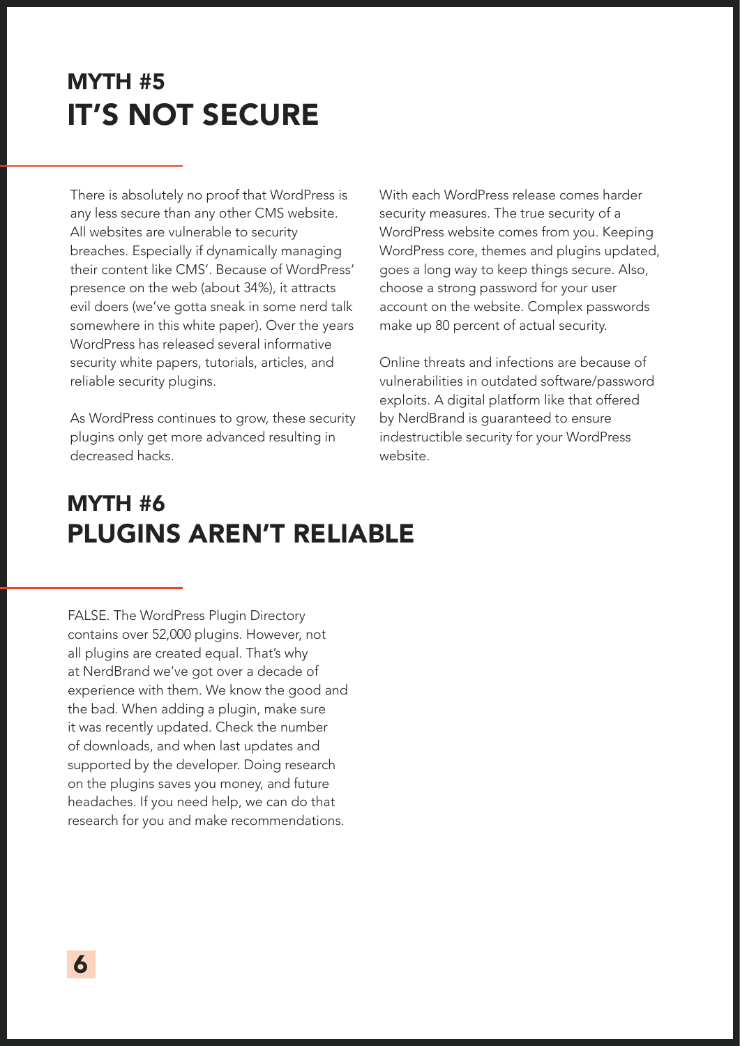## MYTH #5
# IT'S NOT SECURE

There is absolutely no proof that WordPress is any less secure than any other CMS website. All websites are vulnerable to security breaches. Especially if dynamically managing their content like CMS'. Because of WordPress' presence on the web (about 34%), it attracts evil doers (we've gotta sneak in some nerd talk somewhere in this white paper). Over the years WordPress has released several informative security white papers, tutorials, articles, and reliable security plugins.

As WordPress continues to grow, these security plugins only get more advanced resulting in decreased hacks.

With each WordPress release comes harder security measures. The true security of a WordPress website comes from you. Keeping WordPress core, themes and plugins updated, goes a long way to keep things secure. Also, choose a strong password for your user account on the website. Complex passwords make up 80 percent of actual security.

Online threats and infections are because of vulnerabilities in outdated software/password exploits. A digital platform like that offered by NerdBrand is guaranteed to ensure indestructible security for your WordPress website.

## MYTH #6
# PLUGINS AREN'T RELIABLE

FALSE. The WordPress Plugin Directory contains over 52,000 plugins. However, not all plugins are created equal. That's why at NerdBrand we've got over a decade of experience with them. We know the good and the bad. When adding a plugin, make sure it was recently updated. Check the number of downloads, and when last updates and supported by the developer. Doing research on the plugins saves you money, and future headaches. If you need help, we can do that research for you and make recommendations.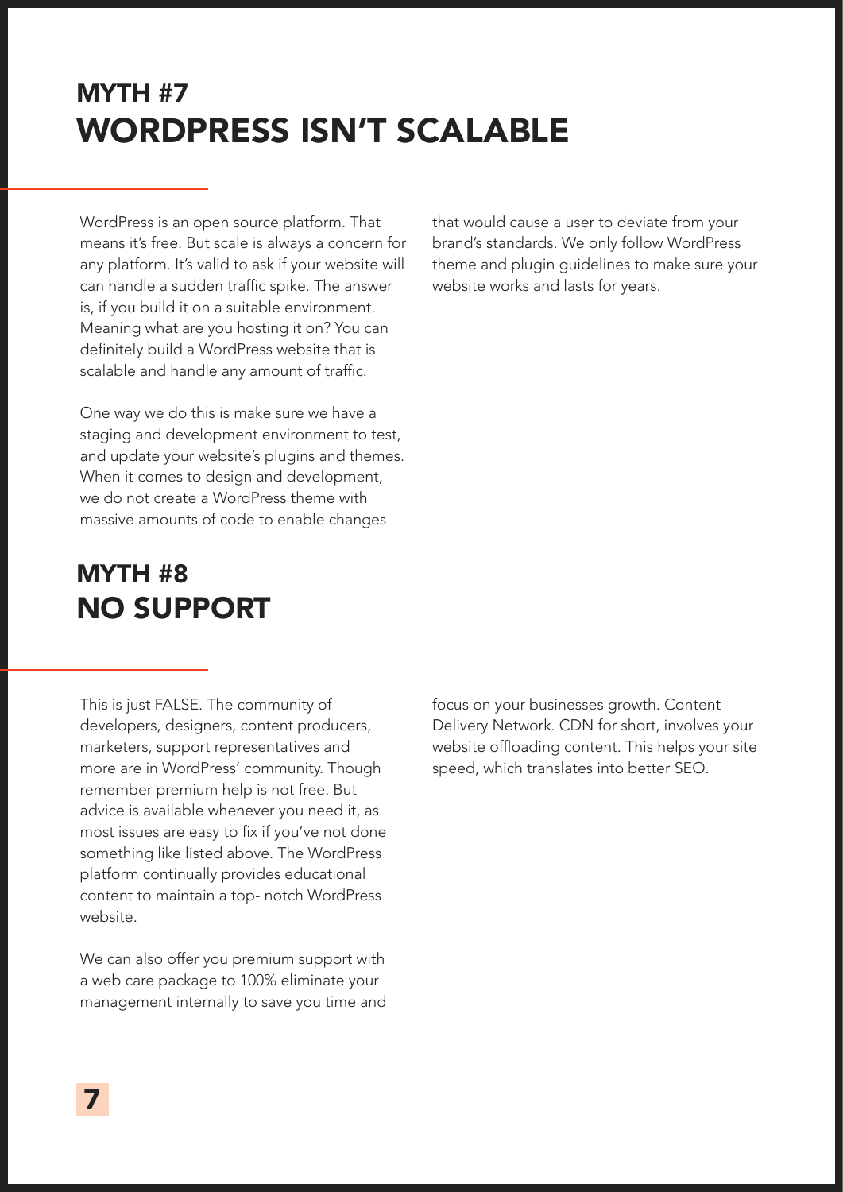## MYTH #7
## WORDPRESS ISN'T SCALABLE

WordPress is an open source platform. That means it's free. But scale is always a concern for any platform. It's valid to ask if your website will can handle a sudden traffic spike. The answer is, if you build it on a suitable environment. Meaning what are you hosting it on? You can definitely build a WordPress website that is scalable and handle any amount of traffic.

One way we do this is make sure we have a staging and development environment to test, and update your website's plugins and themes. When it comes to design and development, we do not create a WordPress theme with massive amounts of code to enable changes that would cause a user to deviate from your brand's standards. We only follow WordPress theme and plugin guidelines to make sure your website works and lasts for years.

## MYTH #8
## NO SUPPORT

This is just FALSE. The community of developers, designers, content producers, marketers, support representatives and more are in WordPress' community. Though remember premium help is not free. But advice is available whenever you need it, as most issues are easy to fix if you've not done something like listed above. The WordPress platform continually provides educational content to maintain a top- notch WordPress website.

We can also offer you premium support with a web care package to 100% eliminate your management internally to save you time and focus on your businesses growth. Content Delivery Network. CDN for short, involves your website offloading content. This helps your site speed, which translates into better SEO.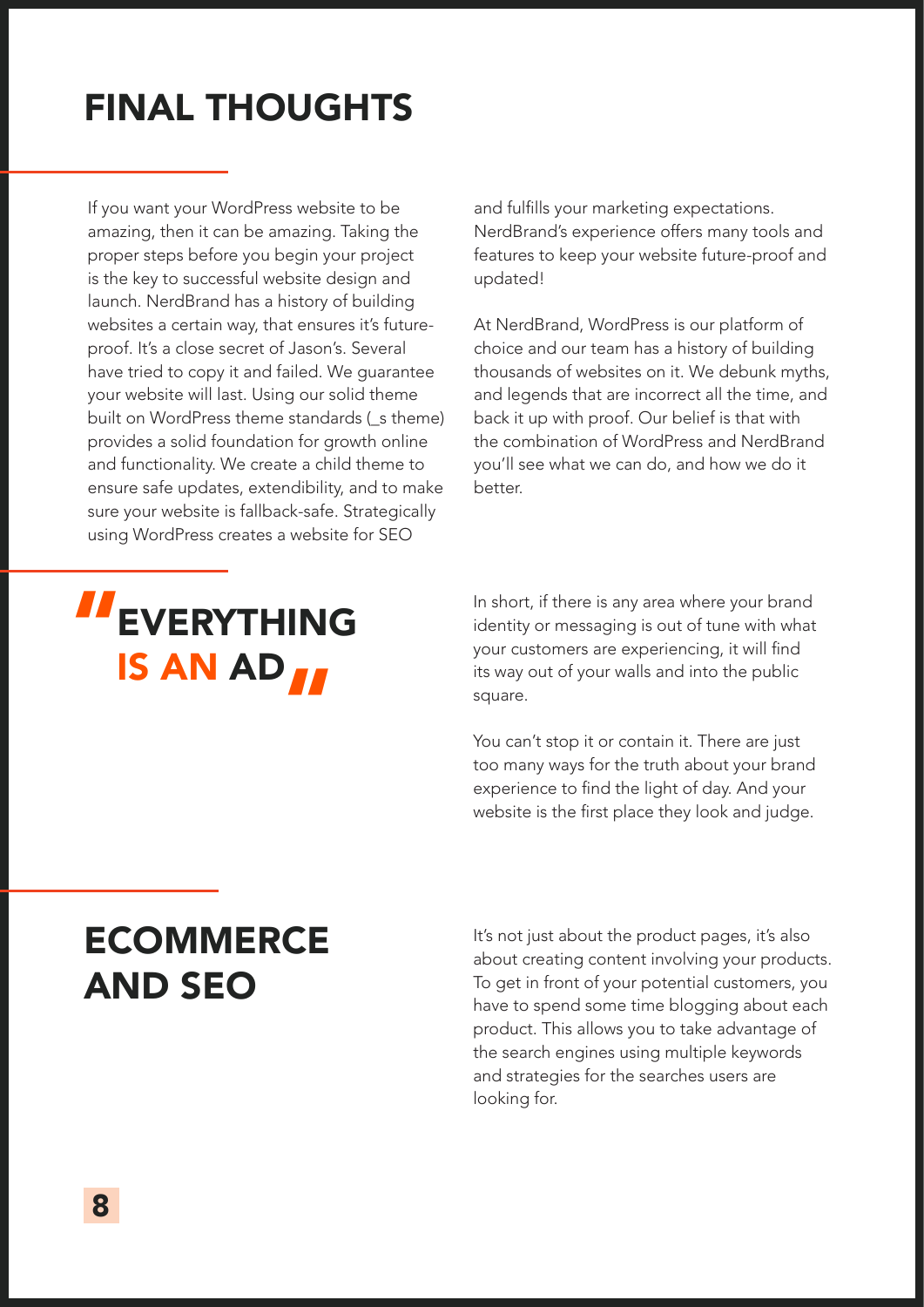# FINAL THOUGHTS

If you want your WordPress website to be amazing, then it can be amazing. Taking the proper steps before you begin your project is the key to successful website design and launch. NerdBrand has a history of building websites a certain way, that ensures it's future-proof. It's a close secret of Jason's. Several have tried to copy it and failed. We guarantee your website will last. Using our solid theme built on WordPress theme standards (_s theme) provides a solid foundation for growth online and functionality. We create a child theme to ensure safe updates, extendibility, and to make sure your website is fallback-safe. Strategically using WordPress creates a website for SEO and fulfills your marketing expectations. NerdBrand's experience offers many tools and features to keep your website future-proof and updated!

At NerdBrand, WordPress is our platform of choice and our team has a history of building thousands of websites on it. We debunk myths, and legends that are incorrect all the time, and back it up with proof. Our belief is that with the combination of WordPress and NerdBrand you'll see what we can do, and how we do it better.

## "EVERYTHING IS AN AD"

In short, if there is any area where your brand identity or messaging is out of tune with what your customers are experiencing, it will find its way out of your walls and into the public square.

You can't stop it or contain it. There are just too many ways for the truth about your brand experience to find the light of day. And your website is the first place they look and judge.

# ECOMMERCE AND SEO

It's not just about the product pages, it's also about creating content involving your products. To get in front of your potential customers, you have to spend some time blogging about each product. This allows you to take advantage of the search engines using multiple keywords and strategies for the searches users are looking for.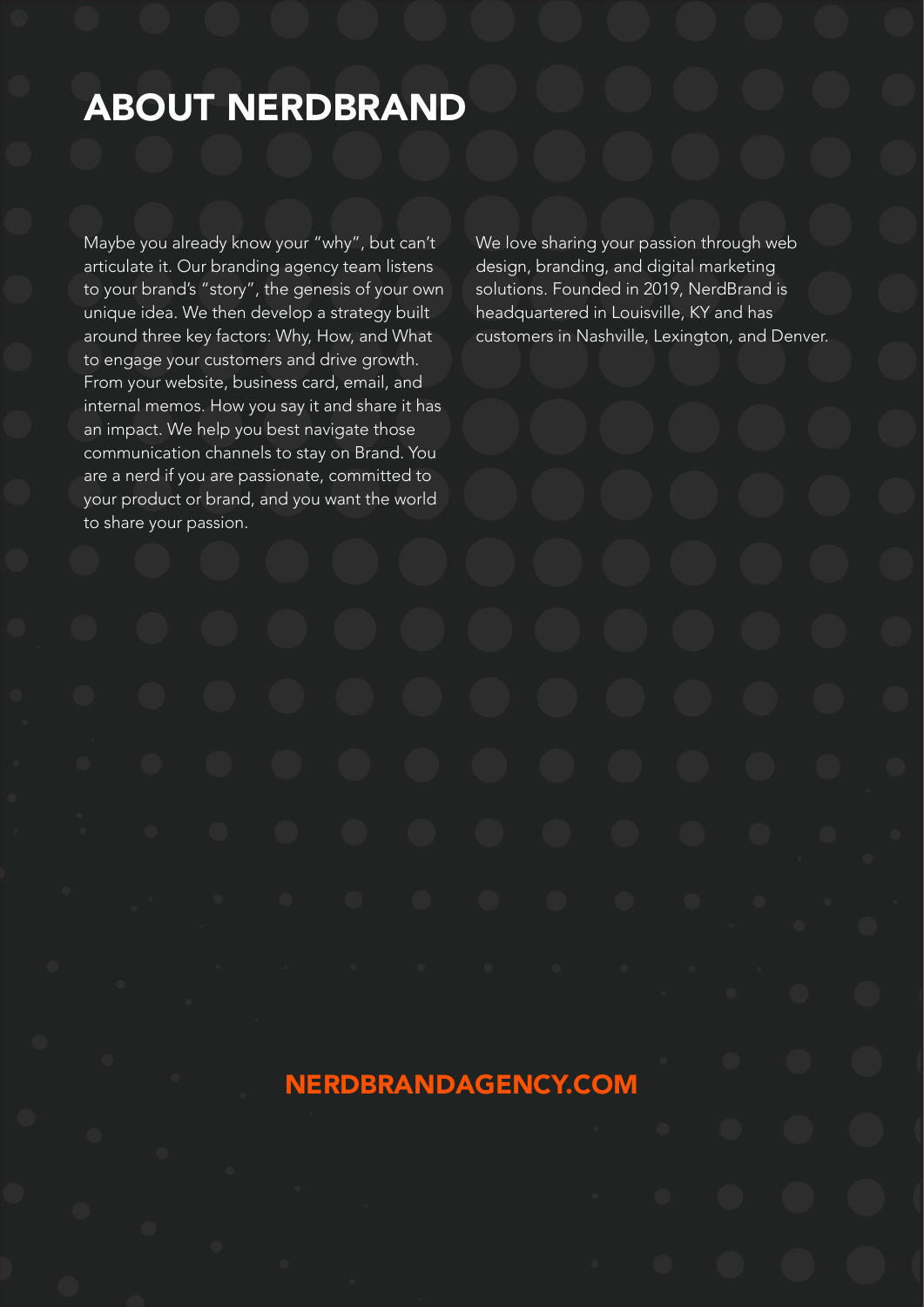# ABOUT NERDBRAND

Maybe you already know your "why", but can't articulate it. Our branding agency team listens to your brand's "story", the genesis of your own unique idea. We then develop a strategy built around three key factors: Why, How, and What to engage your customers and drive growth. From your website, business card, email, and internal memos. How you say it and share it has an impact. We help you best navigate those communication channels to stay on Brand. You are a nerd if you are passionate, committed to your product or brand, and you want the world to share your passion.

We love sharing your passion through web design, branding, and digital marketing solutions. Founded in 2019, NerdBrand is headquartered in Louisville, KY and has customers in Nashville, Lexington, and Denver.

**NERDBRANDAGENCY.COM**